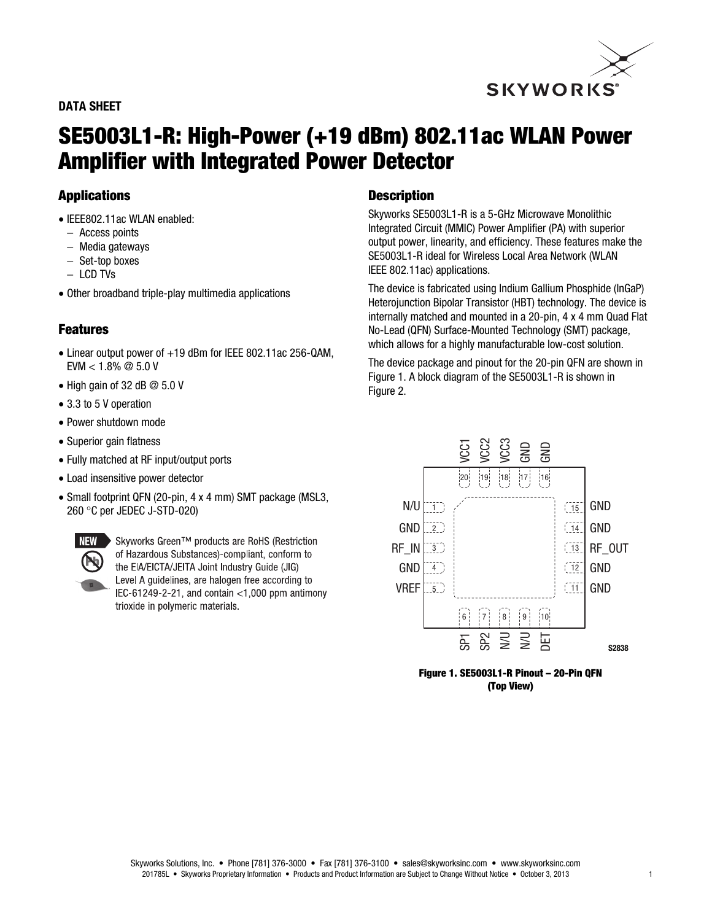DATA SHEET

# SE5003L1-R: High-Power (+19 dBm) 802.11ac WLAN Power Amplifier with Integrated Power Detector

## Applications

- IEEE802.11ac WLAN enabled:
  - Access points
  - Media gateways
  - Set-top boxes
  - LCD TVs
- Other broadband triple-play multimedia applications

## Features

- Linear output power of +19 dBm for IEEE 802.11ac 256-QAM, EVM < 1.8% @ 5.0 V
- High gain of 32 dB @ 5.0 V
- 3.3 to 5 V operation
- Power shutdown mode
- Superior gain flatness
- Fully matched at RF input/output ports
- Load insensitive power detector
- Small footprint QFN (20-pin, 4 x 4 mm) SMT package (MSL3, 260 °C per JEDEC J-STD-020)

Skyworks Green™ products are RoHS (Restriction of Hazardous Substances)-compliant, conform to the EIA/EICTA/JEITA Joint Industry Guide (JIG) Level A guidelines, are halogen free according to IEC-61249-2-21, and contain <1,000 ppm antimony trioxide in polymeric materials.

## Description

Skyworks SE5003L1-R is a 5-GHz Microwave Monolithic Integrated Circuit (MMIC) Power Amplifier (PA) with superior output power, linearity, and efficiency. These features make the SE5003L1-R ideal for Wireless Local Area Network (WLAN IEEE 802.11ac) applications.

The device is fabricated using Indium Gallium Phosphide (InGaP) Heterojunction Bipolar Transistor (HBT) technology. The device is internally matched and mounted in a 20-pin, 4 x 4 mm Quad Flat No-Lead (QFN) Surface-Mounted Technology (SMT) package, which allows for a highly manufacturable low-cost solution.

The device package and pinout for the 20-pin QFN are shown in Figure 1. A block diagram of the SE5003L1-R is shown in Figure 2.

| Pin | Name | Pin | Name |
|---|---|---|---|
| 1 | N/U | 11 | GND |
| 2 | GND | 12 | GND |
| 3 | RF_IN | 13 | RF_OUT |
| 4 | GND | 14 | GND |
| 5 | VREF | 15 | GND |
| 6 | SP1 | 16 | GND |
| 7 | SP2 | 17 | GND |
| 8 | N/U | 18 | VCC3 |
| 9 | N/U | 19 | VCC2 |
| 10 | DET | 20 | VCC1 |

S2838

**Figure 1. SE5003L1-R Pinout – 20-Pin QFN (Top View)**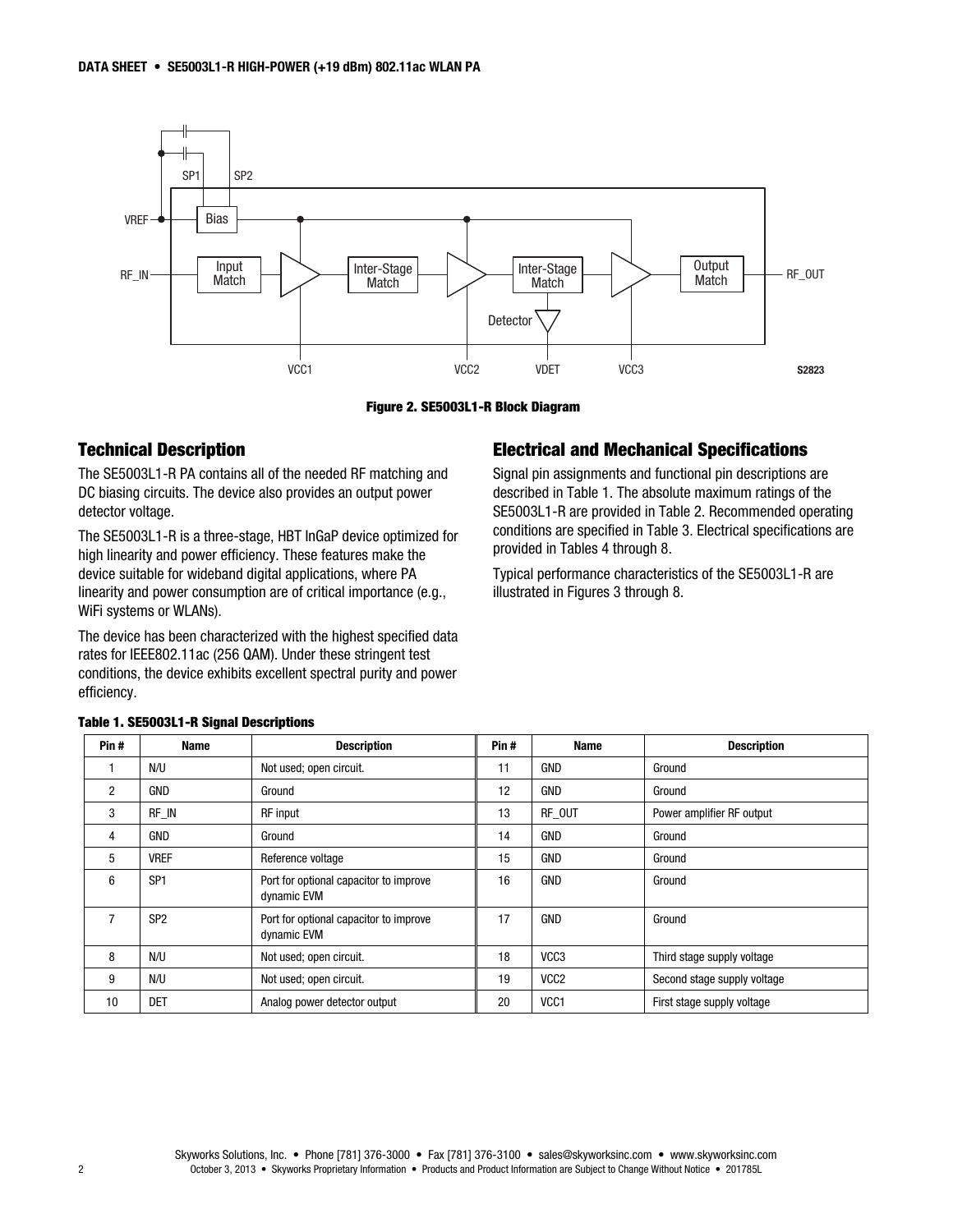Figure 2. SE5003L1-R Block Diagram

## Technical Description

The SE5003L1-R PA contains all of the needed RF matching and DC biasing circuits. The device also provides an output power detector voltage.

The SE5003L1-R is a three-stage, HBT InGaP device optimized for high linearity and power efficiency. These features make the device suitable for wideband digital applications, where PA linearity and power consumption are of critical importance (e.g., WiFi systems or WLANs).

The device has been characterized with the highest specified data rates for IEEE802.11ac (256 QAM). Under these stringent test conditions, the device exhibits excellent spectral purity and power efficiency.

## Electrical and Mechanical Specifications

Signal pin assignments and functional pin descriptions are described in Table 1. The absolute maximum ratings of the SE5003L1-R are provided in Table 2. Recommended operating conditions are specified in Table 3. Electrical specifications are provided in Tables 4 through 8.

Typical performance characteristics of the SE5003L1-R are illustrated in Figures 3 through 8.

**Table 1. SE5003L1-R Signal Descriptions**

| Pin # | Name | Description | Pin # | Name | Description |
|---|---|---|---|---|---|
| 1 | N/U | Not used; open circuit. | 11 | GND | Ground |
| 2 | GND | Ground | 12 | GND | Ground |
| 3 | RF_IN | RF input | 13 | RF_OUT | Power amplifier RF output |
| 4 | GND | Ground | 14 | GND | Ground |
| 5 | VREF | Reference voltage | 15 | GND | Ground |
| 6 | SP1 | Port for optional capacitor to improve dynamic EVM | 16 | GND | Ground |
| 7 | SP2 | Port for optional capacitor to improve dynamic EVM | 17 | GND | Ground |
| 8 | N/U | Not used; open circuit. | 18 | VCC3 | Third stage supply voltage |
| 9 | N/U | Not used; open circuit. | 19 | VCC2 | Second stage supply voltage |
| 10 | DET | Analog power detector output | 20 | VCC1 | First stage supply voltage |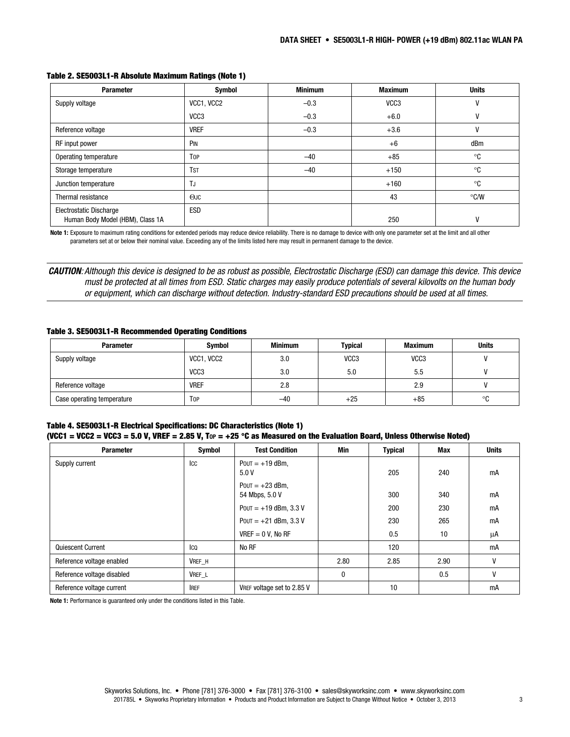**Table 2. SE5003L1-R Absolute Maximum Ratings (Note 1)**

| Parameter | Symbol | Minimum | Maximum | Units |
|---|---|---|---|---|
| Supply voltage | VCC1, VCC2 | −0.3 | VCC3 | V |
| | VCC3 | −0.3 | +6.0 | V |
| Reference voltage | VREF | −0.3 | +3.6 | V |
| RF input power | PIN | | +6 | dBm |
| Operating temperature | TOP | −40 | +85 | °C |
| Storage temperature | TST | −40 | +150 | °C |
| Junction temperature | TJ | | +160 | °C |
| Thermal resistance | ΘJC | | 43 | °C/W |
| Electrostatic Discharge<br>Human Body Model (HBM), Class 1A | ESD | | 250 | V |

**Note 1:** Exposure to maximum rating conditions for extended periods may reduce device reliability. There is no damage to device with only one parameter set at the limit and all other parameters set at or below their nominal value. Exceeding any of the limits listed here may result in permanent damage to the device.

***CAUTION**: Although this device is designed to be as robust as possible, Electrostatic Discharge (ESD) can damage this device. This device must be protected at all times from ESD. Static charges may easily produce potentials of several kilovolts on the human body or equipment, which can discharge without detection. Industry-standard ESD precautions should be used at all times.*

**Table 3. SE5003L1-R Recommended Operating Conditions**

| Parameter | Symbol | Minimum | Typical | Maximum | Units |
|---|---|---|---|---|---|
| Supply voltage | VCC1, VCC2 | 3.0 | VCC3 | VCC3 | V |
| | VCC3 | 3.0 | 5.0 | 5.5 | V |
| Reference voltage | VREF | 2.8 | | 2.9 | V |
| Case operating temperature | TOP | −40 | +25 | +85 | °C |

**Table 4. SE5003L1-R Electrical Specifications: DC Characteristics (Note 1)**
**(VCC1 = VCC2 = VCC3 = 5.0 V, VREF = 2.85 V, TOP = +25 °C as Measured on the Evaluation Board, Unless Otherwise Noted)**

| Parameter | Symbol | Test Condition | Min | Typical | Max | Units |
|---|---|---|---|---|---|---|
| Supply current | ICC | POUT = +19 dBm, 5.0 V | | 205 | 240 | mA |
| | | POUT = +23 dBm, 54 Mbps, 5.0 V | | 300 | 340 | mA |
| | | POUT = +19 dBm, 3.3 V | | 200 | 230 | mA |
| | | POUT = +21 dBm, 3.3 V | | 230 | 265 | mA |
| | | VREF = 0 V, No RF | | 0.5 | 10 | µA |
| Quiescent Current | ICQ | No RF | | 120 | | mA |
| Reference voltage enabled | VREF_H | | 2.80 | 2.85 | 2.90 | V |
| Reference voltage disabled | VREF_L | | 0 | | 0.5 | V |
| Reference voltage current | IREF | VREF voltage set to 2.85 V | | 10 | | mA |

**Note 1:** Performance is guaranteed only under the conditions listed in this Table.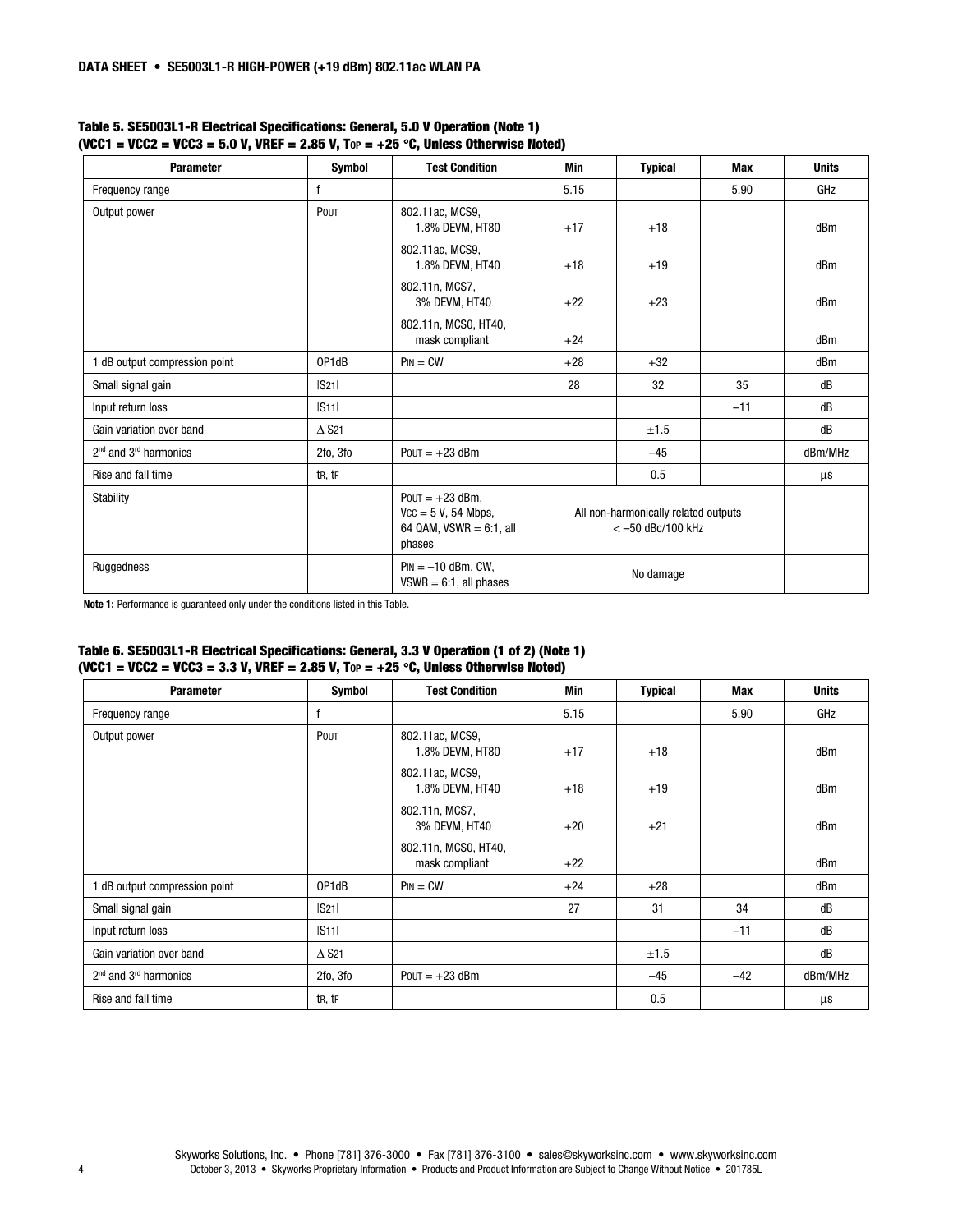**Table 5. SE5003L1-R Electrical Specifications: General, 5.0 V Operation (Note 1)**
**(VCC1 = VCC2 = VCC3 = 5.0 V, VREF = 2.85 V, $T_{OP}$ = +25 °C, Unless Otherwise Noted)**

| Parameter | Symbol | Test Condition | Min | Typical | Max | Units |
|---|---|---|---|---|---|---|
| Frequency range | f | | 5.15 | | 5.90 | GHz |
| Output power | $P_{OUT}$ | 802.11ac, MCS9, 1.8% DEVM, HT80 | +17 | +18 | | dBm |
| | | 802.11ac, MCS9, 1.8% DEVM, HT40 | +18 | +19 | | dBm |
| | | 802.11n, MCS7, 3% DEVM, HT40 | +22 | +23 | | dBm |
| | | 802.11n, MCS0, HT40, mask compliant | +24 | | | dBm |
| 1 dB output compression point | OP1dB | $P_{IN}$ = CW | +28 | +32 | | dBm |
| Small signal gain | $\|S_{21}\|$ | | 28 | 32 | 35 | dB |
| Input return loss | $\|S_{11}\|$ | | | | –11 | dB |
| Gain variation over band | $\Delta S_{21}$ | | | ±1.5 | | dB |
| 2nd and 3rd harmonics | 2fo, 3fo | $P_{OUT}$ = +23 dBm | | –45 | | dBm/MHz |
| Rise and fall time | $t_R$, $t_F$ | | | 0.5 | | µs |
| Stability | | $P_{OUT}$ = +23 dBm, $V_{CC}$ = 5 V, 54 Mbps, 64 QAM, VSWR = 6:1, all phases | All non-harmonically related outputs < –50 dBc/100 kHz | | | |
| Ruggedness | | $P_{IN}$ = –10 dBm, CW, VSWR = 6:1, all phases | No damage | | | |

**Note 1:** Performance is guaranteed only under the conditions listed in this Table.

**Table 6. SE5003L1-R Electrical Specifications: General, 3.3 V Operation (1 of 2) (Note 1)**
**(VCC1 = VCC2 = VCC3 = 3.3 V, VREF = 2.85 V, $T_{OP}$ = +25 °C, Unless Otherwise Noted)**

| Parameter | Symbol | Test Condition | Min | Typical | Max | Units |
|---|---|---|---|---|---|---|
| Frequency range | f | | 5.15 | | 5.90 | GHz |
| Output power | $P_{OUT}$ | 802.11ac, MCS9, 1.8% DEVM, HT80 | +17 | +18 | | dBm |
| | | 802.11ac, MCS9, 1.8% DEVM, HT40 | +18 | +19 | | dBm |
| | | 802.11n, MCS7, 3% DEVM, HT40 | +20 | +21 | | dBm |
| | | 802.11n, MCS0, HT40, mask compliant | +22 | | | dBm |
| 1 dB output compression point | OP1dB | $P_{IN}$ = CW | +24 | +28 | | dBm |
| Small signal gain | $\|S_{21}\|$ | | 27 | 31 | 34 | dB |
| Input return loss | $\|S_{11}\|$ | | | | –11 | dB |
| Gain variation over band | $\Delta S_{21}$ | | | ±1.5 | | dB |
| 2nd and 3rd harmonics | 2fo, 3fo | $P_{OUT}$ = +23 dBm | | –45 | –42 | dBm/MHz |
| Rise and fall time | $t_R$, $t_F$ | | | 0.5 | | µs |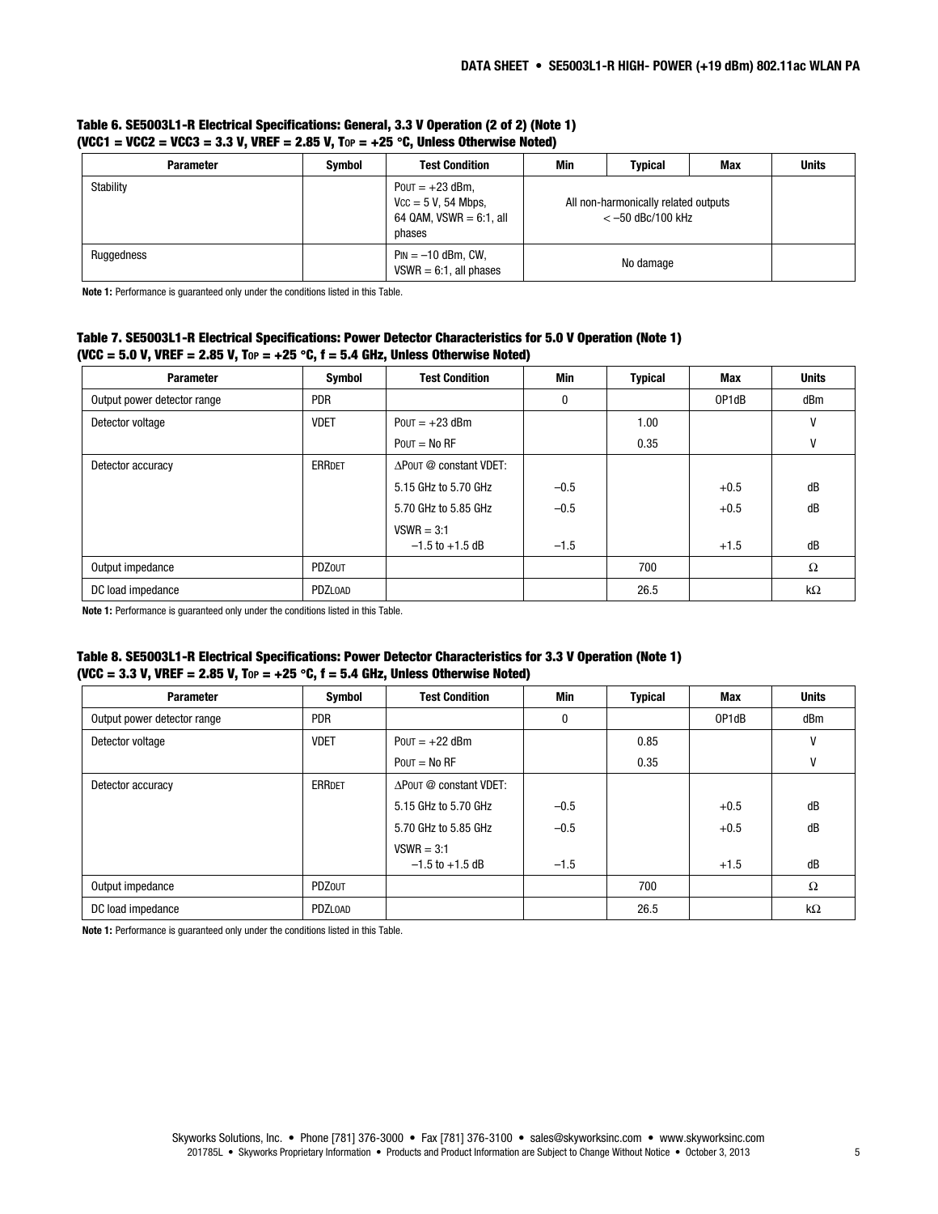**Table 6. SE5003L1-R Electrical Specifications: General, 3.3 V Operation (2 of 2) (Note 1)**
**($V_{CC1}$ = $V_{CC2}$ = $V_{CC3}$ = 3.3 V, VREF = 2.85 V, $T_{OP}$ = +25 °C, Unless Otherwise Noted)**

| Parameter | Symbol | Test Condition | Min | Typical | Max | Units |
|---|---|---|---|---|---|---|
| Stability | | $P_{OUT}$ = +23 dBm, $V_{CC}$ = 5 V, 54 Mbps, 64 QAM, VSWR = 6:1, all phases | All non-harmonically related outputs < –50 dBc/100 kHz | | | |
| Ruggedness | | $P_{IN}$ = –10 dBm, CW, VSWR = 6:1, all phases | No damage | | | |

**Note 1:** Performance is guaranteed only under the conditions listed in this Table.

**Table 7. SE5003L1-R Electrical Specifications: Power Detector Characteristics for 5.0 V Operation (Note 1)**
**($V_{CC}$ = 5.0 V, VREF = 2.85 V, $T_{OP}$ = +25 °C, f = 5.4 GHz, Unless Otherwise Noted)**

| Parameter | Symbol | Test Condition | Min | Typical | Max | Units |
|---|---|---|---|---|---|---|
| Output power detector range | PDR | | 0 | | OP1dB | dBm |
| Detector voltage | VDET | $P_{OUT}$ = +23 dBm | | 1.00 | | V |
| | | $P_{OUT}$ = No RF | | 0.35 | | V |
| Detector accuracy | $ERR_{DET}$ | $\Delta P_{OUT}$ @ constant VDET: | | | | |
| | | 5.15 GHz to 5.70 GHz | –0.5 | | +0.5 | dB |
| | | 5.70 GHz to 5.85 GHz | –0.5 | | +0.5 | dB |
| | | VSWR = 3:1 –1.5 to +1.5 dB | –1.5 | | +1.5 | dB |
| Output impedance | $PDZ_{OUT}$ | | | 700 | | Ω |
| DC load impedance | $PDZ_{LOAD}$ | | | 26.5 | | kΩ |

**Note 1:** Performance is guaranteed only under the conditions listed in this Table.

**Table 8. SE5003L1-R Electrical Specifications: Power Detector Characteristics for 3.3 V Operation (Note 1)**
**($V_{CC}$ = 3.3 V, VREF = 2.85 V, $T_{OP}$ = +25 °C, f = 5.4 GHz, Unless Otherwise Noted)**

| Parameter | Symbol | Test Condition | Min | Typical | Max | Units |
|---|---|---|---|---|---|---|
| Output power detector range | PDR | | 0 | | OP1dB | dBm |
| Detector voltage | VDET | $P_{OUT}$ = +22 dBm | | 0.85 | | V |
| | | $P_{OUT}$ = No RF | | 0.35 | | V |
| Detector accuracy | $ERR_{DET}$ | $\Delta P_{OUT}$ @ constant VDET: | | | | |
| | | 5.15 GHz to 5.70 GHz | –0.5 | | +0.5 | dB |
| | | 5.70 GHz to 5.85 GHz | –0.5 | | +0.5 | dB |
| | | VSWR = 3:1 –1.5 to +1.5 dB | –1.5 | | +1.5 | dB |
| Output impedance | $PDZ_{OUT}$ | | | 700 | | Ω |
| DC load impedance | $PDZ_{LOAD}$ | | | 26.5 | | kΩ |

**Note 1:** Performance is guaranteed only under the conditions listed in this Table.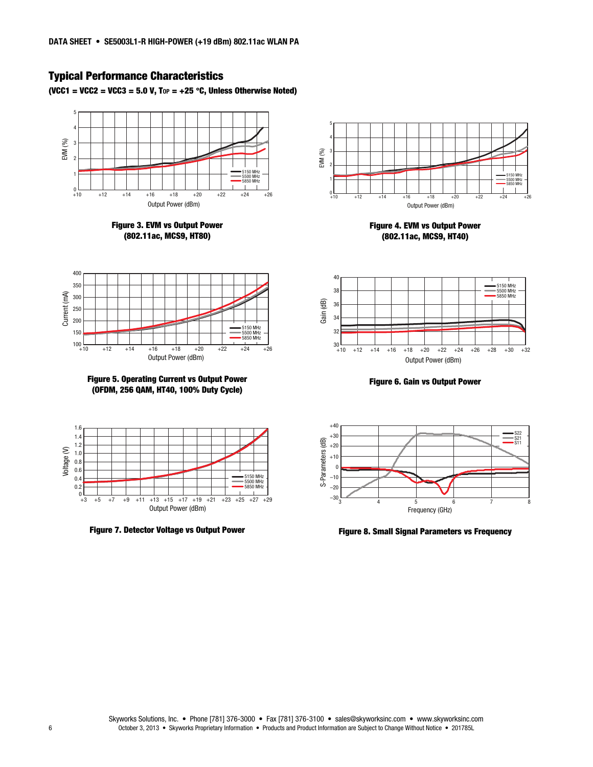## Typical Performance Characteristics

**(VCC1 = VCC2 = VCC3 = 5.0 V, $T_{OP}$ = +25 °C, Unless Otherwise Noted)**

**Figure 3. EVM vs Output Power (802.11ac, MCS9, HT80)**

**Figure 4. EVM vs Output Power (802.11ac, MCS9, HT40)**

**Figure 5. Operating Current vs Output Power (OFDM, 256 QAM, HT40, 100% Duty Cycle)**

**Figure 6. Gain vs Output Power**

**Figure 7. Detector Voltage vs Output Power**

**Figure 8. Small Signal Parameters vs Frequency**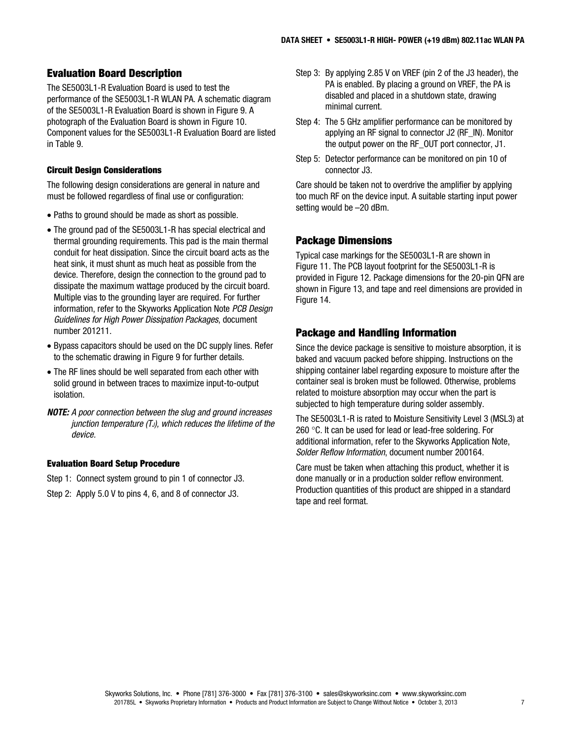## Evaluation Board Description

The SE5003L1-R Evaluation Board is used to test the performance of the SE5003L1-R WLAN PA. A schematic diagram of the SE5003L1-R Evaluation Board is shown in Figure 9. A photograph of the Evaluation Board is shown in Figure 10. Component values for the SE5003L1-R Evaluation Board are listed in Table 9.

### Circuit Design Considerations

The following design considerations are general in nature and must be followed regardless of final use or configuration:

- Paths to ground should be made as short as possible.
- The ground pad of the SE5003L1-R has special electrical and thermal grounding requirements. This pad is the main thermal conduit for heat dissipation. Since the circuit board acts as the heat sink, it must shunt as much heat as possible from the device. Therefore, design the connection to the ground pad to dissipate the maximum wattage produced by the circuit board. Multiple vias to the grounding layer are required. For further information, refer to the Skyworks Application Note *PCB Design Guidelines for High Power Dissipation Packages*, document number 201211.
- Bypass capacitors should be used on the DC supply lines. Refer to the schematic drawing in Figure 9 for further details.
- The RF lines should be well separated from each other with solid ground in between traces to maximize input-to-output isolation.

***NOTE:*** *A poor connection between the slug and ground increases junction temperature ($T_J$), which reduces the lifetime of the device.*

### Evaluation Board Setup Procedure

Step 1: Connect system ground to pin 1 of connector J3.

Step 2: Apply 5.0 V to pins 4, 6, and 8 of connector J3.

Step 3: By applying 2.85 V on VREF (pin 2 of the J3 header), the PA is enabled. By placing a ground on VREF, the PA is disabled and placed in a shutdown state, drawing minimal current.

Step 4: The 5 GHz amplifier performance can be monitored by applying an RF signal to connector J2 (RF_IN). Monitor the output power on the RF_OUT port connector, J1.

Step 5: Detector performance can be monitored on pin 10 of connector J3.

Care should be taken not to overdrive the amplifier by applying too much RF on the device input. A suitable starting input power setting would be –20 dBm.

## Package Dimensions

Typical case markings for the SE5003L1-R are shown in Figure 11. The PCB layout footprint for the SE5003L1-R is provided in Figure 12. Package dimensions for the 20-pin QFN are shown in Figure 13, and tape and reel dimensions are provided in Figure 14.

## Package and Handling Information

Since the device package is sensitive to moisture absorption, it is baked and vacuum packed before shipping. Instructions on the shipping container label regarding exposure to moisture after the container seal is broken must be followed. Otherwise, problems related to moisture absorption may occur when the part is subjected to high temperature during solder assembly.

The SE5003L1-R is rated to Moisture Sensitivity Level 3 (MSL3) at 260 °C. It can be used for lead or lead-free soldering. For additional information, refer to the Skyworks Application Note, *Solder Reflow Information*, document number 200164.

Care must be taken when attaching this product, whether it is done manually or in a production solder reflow environment. Production quantities of this product are shipped in a standard tape and reel format.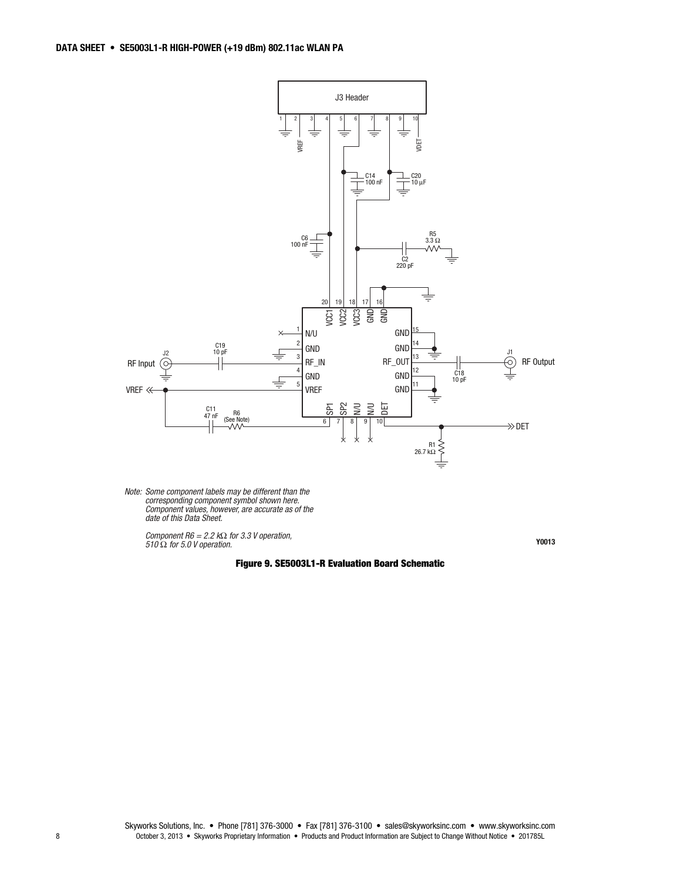Note: *Some component labels may be different than the corresponding component symbol shown here. Component values, however, are accurate as of the date of this Data Sheet.*

*Component R6 = 2.2 kΩ for 3.3 V operation, 510 Ω for 5.0 V operation.*

Y0013

**Figure 9. SE5003L1-R Evaluation Board Schematic**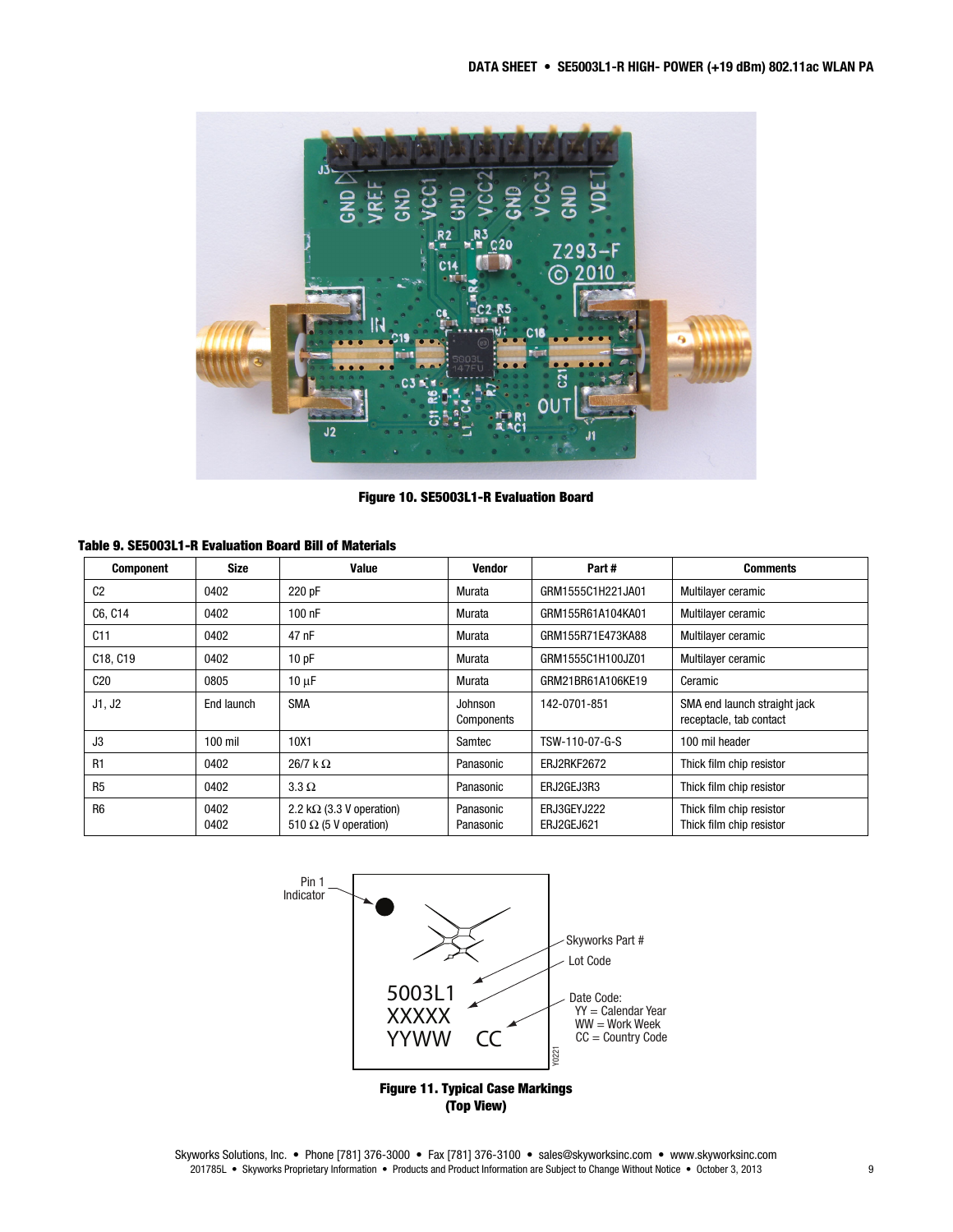Figure 10. SE5003L1-R Evaluation Board

**Table 9. SE5003L1-R Evaluation Board Bill of Materials**

| Component | Size | Value | Vendor | Part # | Comments |
|---|---|---|---|---|---|
| C2 | 0402 | 220 pF | Murata | GRM1555C1H221JA01 | Multilayer ceramic |
| C6, C14 | 0402 | 100 nF | Murata | GRM155R61A104KA01 | Multilayer ceramic |
| C11 | 0402 | 47 nF | Murata | GRM155R71E473KA88 | Multilayer ceramic |
| C18, C19 | 0402 | 10 pF | Murata | GRM1555C1H100JZ01 | Multilayer ceramic |
| C20 | 0805 | 10 μF | Murata | GRM21BR61A106KE19 | Ceramic |
| J1, J2 | End launch | SMA | Johnson Components | 142-0701-851 | SMA end launch straight jack receptacle, tab contact |
| J3 | 100 mil | 10X1 | Samtec | TSW-110-07-G-S | 100 mil header |
| R1 | 0402 | 26/7 k Ω | Panasonic | ERJ2RKF2672 | Thick film chip resistor |
| R5 | 0402 | 3.3 Ω | Panasonic | ERJ2GEJ3R3 | Thick film chip resistor |
| R6 | 0402<br>0402 | 2.2 kΩ (3.3 V operation)<br>510 Ω (5 V operation) | Panasonic<br>Panasonic | ERJ3GEYJ222<br>ERJ2GEJ621 | Thick film chip resistor<br>Thick film chip resistor |

Figure 11. Typical Case Markings (Top View)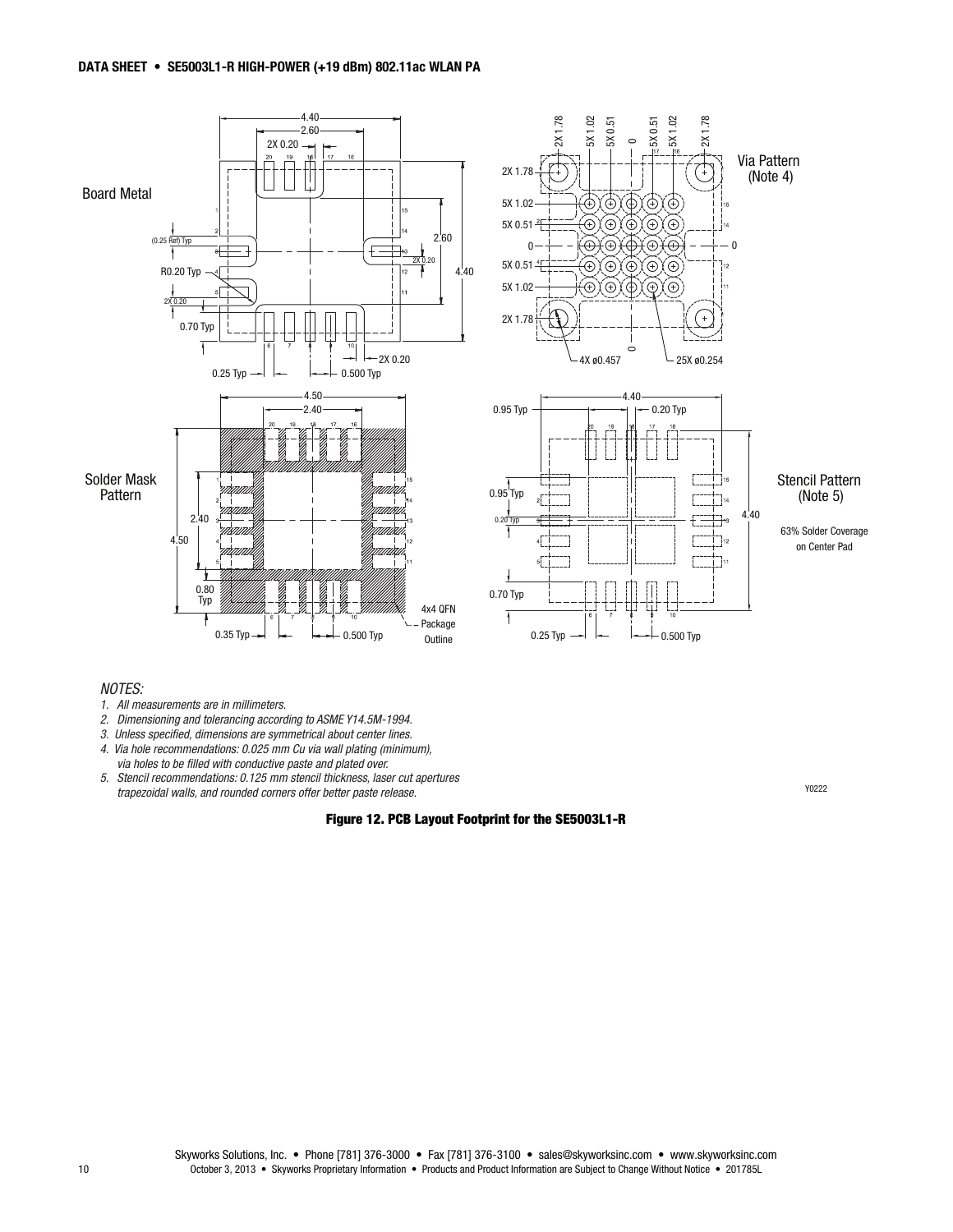*NOTES:*

1. *All measurements are in millimeters.*
2. *Dimensioning and tolerancing according to ASME Y14.5M-1994.*
3. *Unless specified, dimensions are symmetrical about center lines.*
4. *Via hole recommendations: 0.025 mm Cu via wall plating (minimum), via holes to be filled with conductive paste and plated over.*
5. *Stencil recommendations: 0.125 mm stencil thickness, laser cut apertures trapezoidal walls, and rounded corners offer better paste release.*

**Figure 12. PCB Layout Footprint for the SE5003L1-R**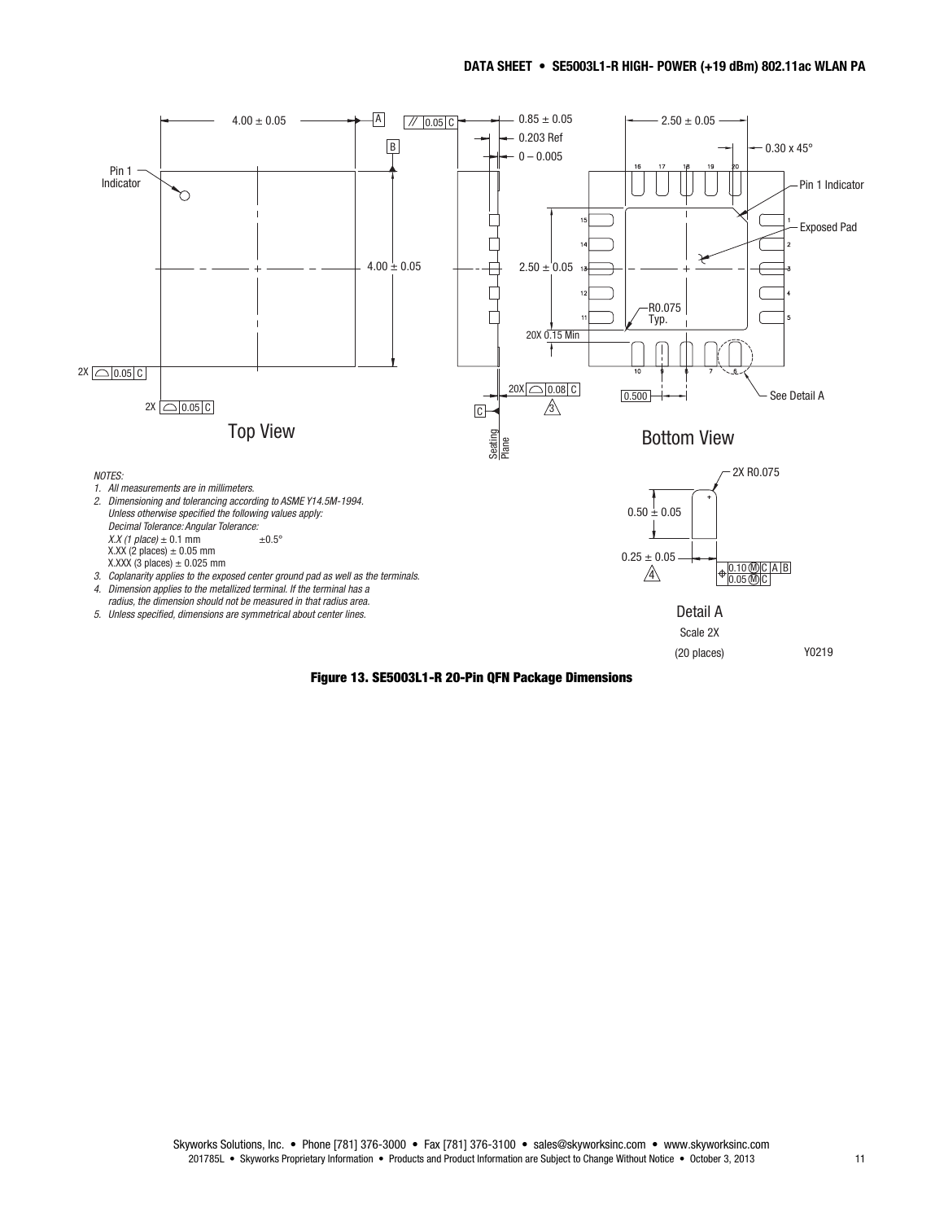NOTES:

1. All measurements are in millimeters.
2. Dimensioning and tolerancing according to ASME Y14.5M-1994.
   Unless otherwise specified the following values apply:
   Decimal Tolerance: Angular Tolerance:
   X.X (1 place) ± 0.1 mm ±0.5°
   X.XX (2 places) ± 0.05 mm
   X.XXX (3 places) ± 0.025 mm
3. Coplanarity applies to the exposed center ground pad as well as the terminals.
4. Dimension applies to the metallized terminal. If the terminal has a radius, the dimension should not be measured in that radius area.
5. Unless specified, dimensions are symmetrical about center lines.

**Figure 13. SE5003L1-R 20-Pin QFN Package Dimensions**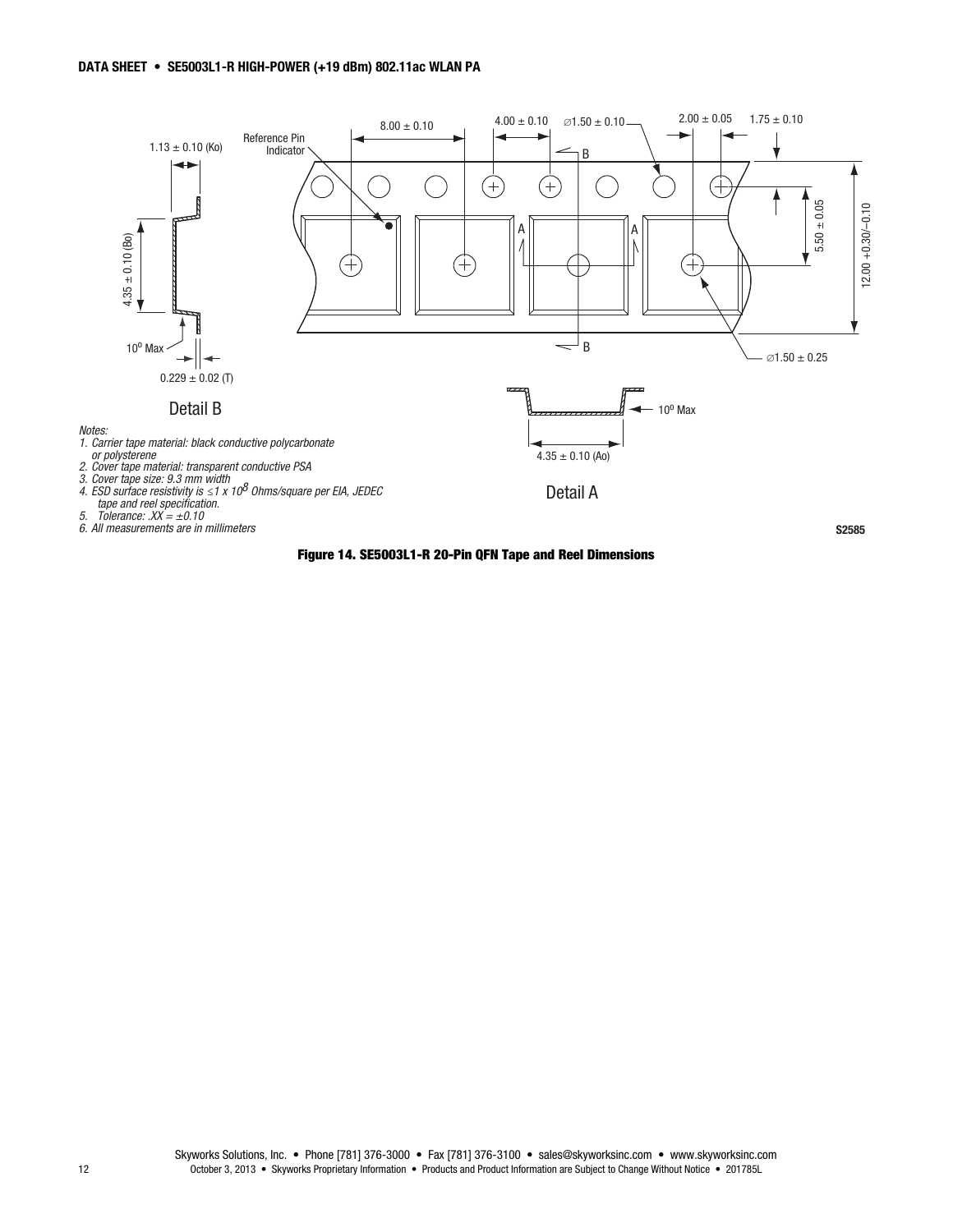Notes:

1. *Carrier tape material: black conductive polycarbonate or polysterene*
2. *Cover tape material: transparent conductive PSA*
3. *Cover tape size: 9.3 mm width*
4. *ESD surface resistivity is ≤1 x $10^8$ Ohms/square per EIA, JEDEC tape and reel specification.*
5. *Tolerance: .XX = ±0.10*
6. *All measurements are in millimeters*

**Figure 14. SE5003L1-R 20-Pin QFN Tape and Reel Dimensions**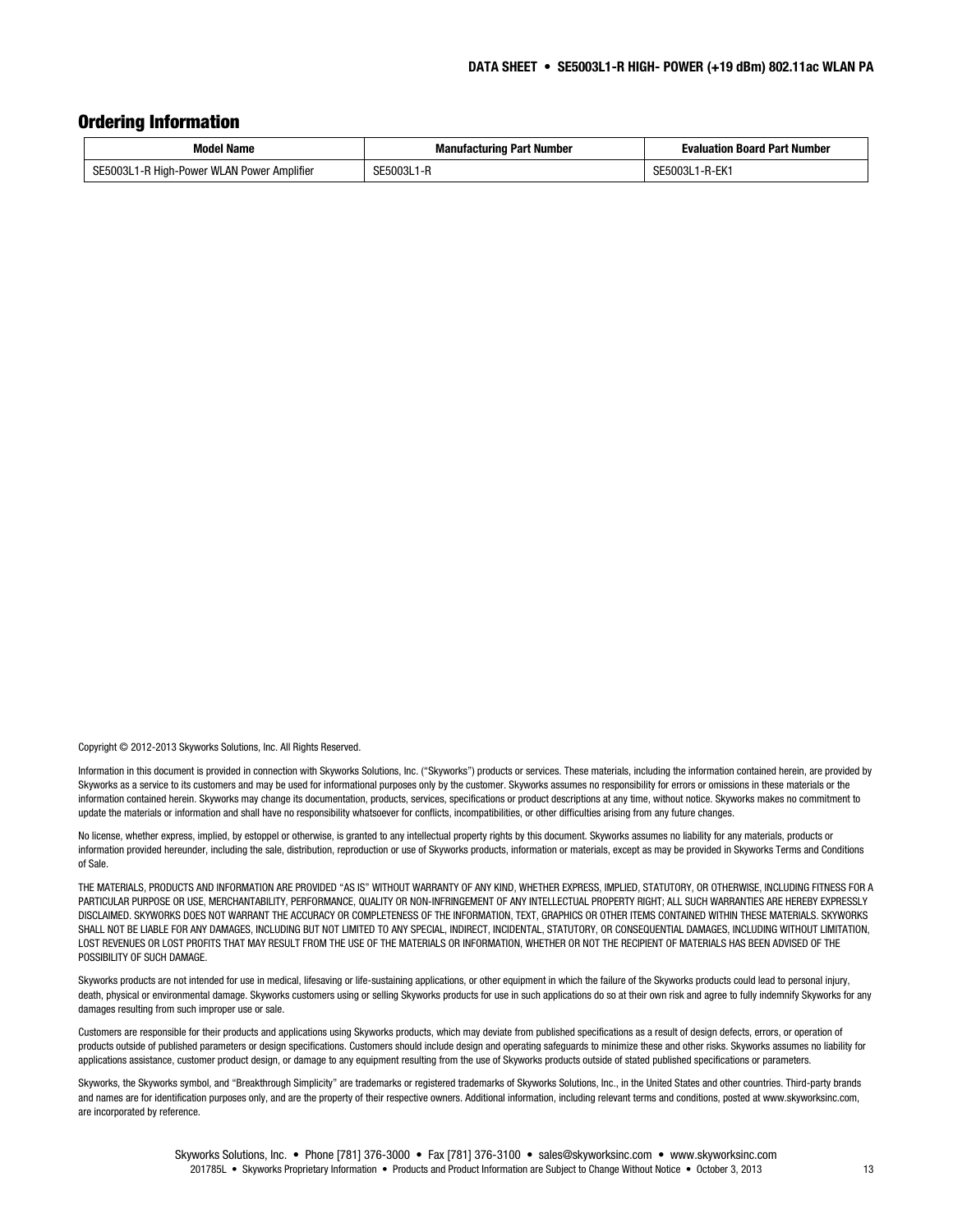## Ordering Information

| Model Name | Manufacturing Part Number | Evaluation Board Part Number |
|---|---|---|
| SE5003L1-R High-Power WLAN Power Amplifier | SE5003L1-R | SE5003L1-R-EK1 |

Copyright © 2012-2013 Skyworks Solutions, Inc. All Rights Reserved.

Information in this document is provided in connection with Skyworks Solutions, Inc. (“Skyworks”) products or services. These materials, including the information contained herein, are provided by Skyworks as a service to its customers and may be used for informational purposes only by the customer. Skyworks assumes no responsibility for errors or omissions in these materials or the information contained herein. Skyworks may change its documentation, products, services, specifications or product descriptions at any time, without notice. Skyworks makes no commitment to update the materials or information and shall have no responsibility whatsoever for conflicts, incompatibilities, or other difficulties arising from any future changes.

No license, whether express, implied, by estoppel or otherwise, is granted to any intellectual property rights by this document. Skyworks assumes no liability for any materials, products or information provided hereunder, including the sale, distribution, reproduction or use of Skyworks products, information or materials, except as may be provided in Skyworks Terms and Conditions of Sale.

THE MATERIALS, PRODUCTS AND INFORMATION ARE PROVIDED “AS IS” WITHOUT WARRANTY OF ANY KIND, WHETHER EXPRESS, IMPLIED, STATUTORY, OR OTHERWISE, INCLUDING FITNESS FOR A PARTICULAR PURPOSE OR USE, MERCHANTABILITY, PERFORMANCE, QUALITY OR NON-INFRINGEMENT OF ANY INTELLECTUAL PROPERTY RIGHT; ALL SUCH WARRANTIES ARE HEREBY EXPRESSLY DISCLAIMED. SKYWORKS DOES NOT WARRANT THE ACCURACY OR COMPLETENESS OF THE INFORMATION, TEXT, GRAPHICS OR OTHER ITEMS CONTAINED WITHIN THESE MATERIALS. SKYWORKS SHALL NOT BE LIABLE FOR ANY DAMAGES, INCLUDING BUT NOT LIMITED TO ANY SPECIAL, INDIRECT, INCIDENTAL, STATUTORY, OR CONSEQUENTIAL DAMAGES, INCLUDING WITHOUT LIMITATION, LOST REVENUES OR LOST PROFITS THAT MAY RESULT FROM THE USE OF THE MATERIALS OR INFORMATION, WHETHER OR NOT THE RECIPIENT OF MATERIALS HAS BEEN ADVISED OF THE POSSIBILITY OF SUCH DAMAGE.

Skyworks products are not intended for use in medical, lifesaving or life-sustaining applications, or other equipment in which the failure of the Skyworks products could lead to personal injury, death, physical or environmental damage. Skyworks customers using or selling Skyworks products for use in such applications do so at their own risk and agree to fully indemnify Skyworks for any damages resulting from such improper use or sale.

Customers are responsible for their products and applications using Skyworks products, which may deviate from published specifications as a result of design defects, errors, or operation of products outside of published parameters or design specifications. Customers should include design and operating safeguards to minimize these and other risks. Skyworks assumes no liability for applications assistance, customer product design, or damage to any equipment resulting from the use of Skyworks products outside of stated published specifications or parameters.

Skyworks, the Skyworks symbol, and “Breakthrough Simplicity” are trademarks or registered trademarks of Skyworks Solutions, Inc., in the United States and other countries. Third-party brands and names are for identification purposes only, and are the property of their respective owners. Additional information, including relevant terms and conditions, posted at www.skyworksinc.com, are incorporated by reference.